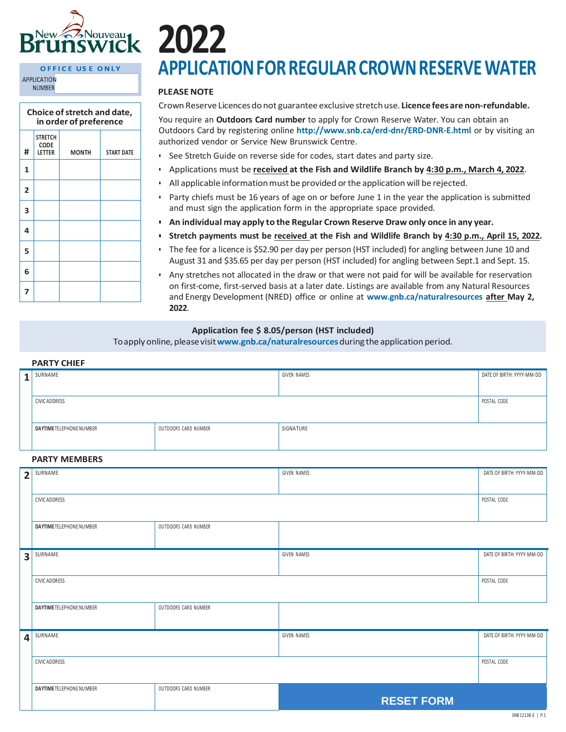New Brunswick / Nouveau Brunswick

# 2022

# APPLICATION FOR REGULAR CROWN RESERVE WATER

| OFFICE USE ONLY | |
|---|---|
| APPLICATION NUMBER | |

**Choice of stretch and date, in order of preference**

| # | STRETCH CODE LETTER | MONTH | START DATE |
|---|---|---|---|
| 1 | | | |
| 2 | | | |
| 3 | | | |
| 4 | | | |
| 5 | | | |
| 6 | | | |
| 7 | | | |

## PLEASE NOTE

Crown Reserve Licences do not guarantee exclusive stretch use. **Licence fees are non-refundable.**

You require an **Outdoors Card number** to apply for Crown Reserve Water. You can obtain an Outdoors Card by registering online **http://www.snb.ca/erd-dnr/ERD-DNR-E.html** or by visiting an authorized vendor or Service New Brunswick Centre.

- See Stretch Guide on reverse side for codes, start dates and party size.
- Applications must be **received at the Fish and Wildlife Branch by 4:30 p.m., March 4, 2022**.
- All applicable information must be provided or the application will be rejected.
- Party chiefs must be 16 years of age on or before June 1 in the year the application is submitted and must sign the application form in the appropriate space provided.
- **An individual may apply to the Regular Crown Reserve Draw only once in any year.**
- **Stretch payments must be received at the Fish and Wildlife Branch by 4:30 p.m., April 15, 2022.**
- The fee for a licence is $52.90 per day per person (HST included) for angling between June 10 and August 31 and $35.65 per day per person (HST included) for angling between Sept.1 and Sept. 15.
- Any stretches not allocated in the draw or that were not paid for will be available for reservation on first-come, first-served basis at a later date. Listings are available from any Natural Resources and Energy Development (NRED) office or online at **www.gnb.ca/naturalresources** after **May 2, 2022**.

**Application fee $ 8.05/person (HST included)**

To apply online, please visit **www.gnb.ca/naturalresources** during the application period.

### PARTY CHIEF

| 1 | | | |
|---|---|---|---|
| SURNAME | | GIVEN NAMES | DATE OF BIRTH: YYYY-MM-DD |
| CIVIC ADDRESS | | | POSTAL CODE |
| **DAYTIME** TELEPHONE NUMBER | OUTDOORS CARD NUMBER | SIGNATURE | |

### PARTY MEMBERS

| 2 | | | |
|---|---|---|---|
| SURNAME | | GIVEN NAMES | DATE OF BIRTH: YYYY-MM-DD |
| CIVIC ADDRESS | | | POSTAL CODE |
| **DAYTIME** TELEPHONE NUMBER | OUTDOORS CARD NUMBER | | |

| 3 | | | |
|---|---|---|---|
| SURNAME | | GIVEN NAMES | DATE OF BIRTH: YYYY-MM-DD |
| CIVIC ADDRESS | | | POSTAL CODE |
| **DAYTIME** TELEPHONE NUMBER | OUTDOORS CARD NUMBER | | |

| 4 | | | |
|---|---|---|---|
| SURNAME | | GIVEN NAMES | DATE OF BIRTH: YYYY-MM-DD |
| CIVIC ADDRESS | | | POSTAL CODE |
| **DAYTIME** TELEPHONE NUMBER | OUTDOORS CARD NUMBER | RESET FORM | |

SNB 12138-E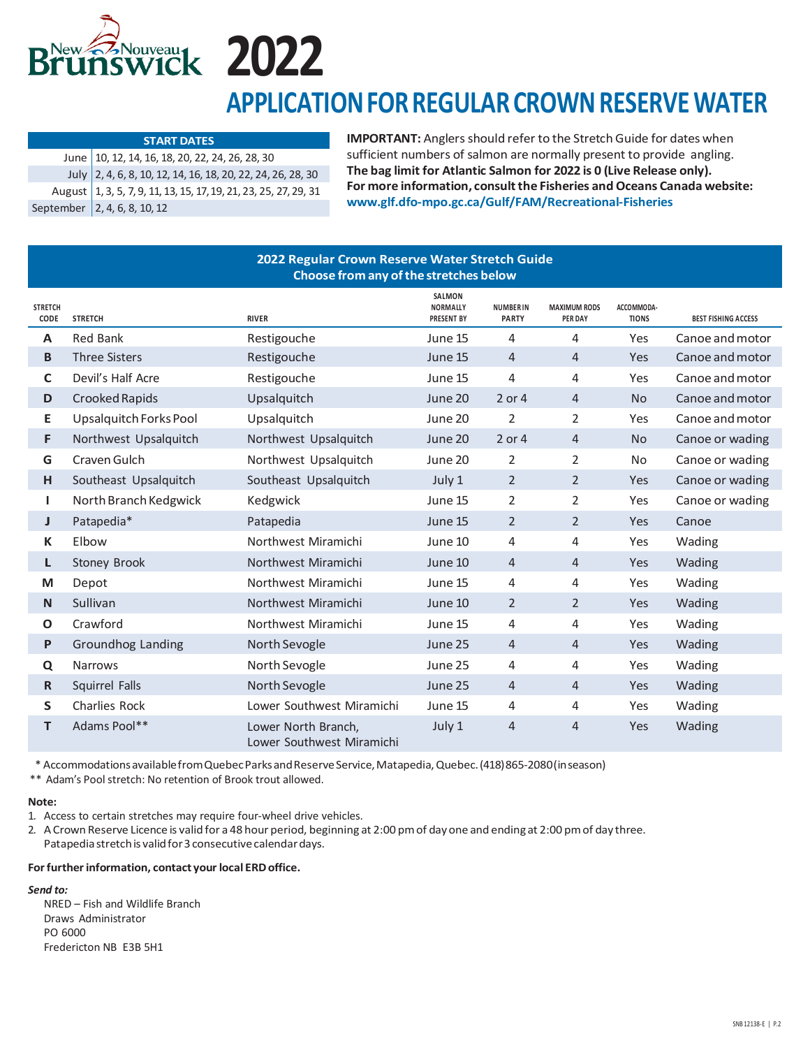# 2022 APPLICATION FOR REGULAR CROWN RESERVE WATER

| START DATES | |
|---|---|
| June | 10, 12, 14, 16, 18, 20, 22, 24, 26, 28, 30 |
| July | 2, 4, 6, 8, 10, 12, 14, 16, 18, 20, 22, 24, 26, 28, 30 |
| August | 1, 3, 5, 7, 9, 11, 13, 15, 17, 19, 21, 23, 25, 27, 29, 31 |
| September | 2, 4, 6, 8, 10, 12 |

**IMPORTANT:** Anglers should refer to the Stretch Guide for dates when sufficient numbers of salmon are normally present to provide angling. **The bag limit for Atlantic Salmon for 2022 is 0 (Live Release only). For more information, consult the Fisheries and Oceans Canada website:** **www.glf.dfo-mpo.gc.ca/Gulf/FAM/Recreational-Fisheries**

## 2022 Regular Crown Reserve Water Stretch Guide
### Choose from any of the stretches below

| STRETCH CODE | STRETCH | RIVER | SALMON NORMALLY PRESENT BY | NUMBER IN PARTY | MAXIMUM RODS PER DAY | ACCOMMODA-TIONS | BEST FISHING ACCESS |
|---|---|---|---|---|---|---|---|
| **A** | Red Bank | Restigouche | June 15 | 4 | 4 | Yes | Canoe and motor |
| **B** | Three Sisters | Restigouche | June 15 | 4 | 4 | Yes | Canoe and motor |
| **C** | Devil's Half Acre | Restigouche | June 15 | 4 | 4 | Yes | Canoe and motor |
| **D** | Crooked Rapids | Upsalquitch | June 20 | 2 or 4 | 4 | No | Canoe and motor |
| **E** | Upsalquitch Forks Pool | Upsalquitch | June 20 | 2 | 2 | Yes | Canoe and motor |
| **F** | Northwest Upsalquitch | Northwest Upsalquitch | June 20 | 2 or 4 | 4 | No | Canoe or wading |
| **G** | Craven Gulch | Northwest Upsalquitch | June 20 | 2 | 2 | No | Canoe or wading |
| **H** | Southeast Upsalquitch | Southeast Upsalquitch | July 1 | 2 | 2 | Yes | Canoe or wading |
| **I** | North Branch Kedgwick | Kedgwick | June 15 | 2 | 2 | Yes | Canoe or wading |
| **J** | Patapedia* | Patapedia | June 15 | 2 | 2 | Yes | Canoe |
| **K** | Elbow | Northwest Miramichi | June 10 | 4 | 4 | Yes | Wading |
| **L** | Stoney Brook | Northwest Miramichi | June 10 | 4 | 4 | Yes | Wading |
| **M** | Depot | Northwest Miramichi | June 15 | 4 | 4 | Yes | Wading |
| **N** | Sullivan | Northwest Miramichi | June 10 | 2 | 2 | Yes | Wading |
| **O** | Crawford | Northwest Miramichi | June 15 | 4 | 4 | Yes | Wading |
| **P** | Groundhog Landing | North Sevogle | June 25 | 4 | 4 | Yes | Wading |
| **Q** | Narrows | North Sevogle | June 25 | 4 | 4 | Yes | Wading |
| **R** | Squirrel Falls | North Sevogle | June 25 | 4 | 4 | Yes | Wading |
| **S** | Charlies Rock | Lower Southwest Miramichi | June 15 | 4 | 4 | Yes | Wading |
| **T** | Adams Pool** | Lower North Branch, Lower Southwest Miramichi | July 1 | 4 | 4 | Yes | Wading |

\* Accommodations available from Quebec Parks and Reserve Service, Matapedia, Quebec. (418) 865-2080 (in season)

\** Adam's Pool stretch: No retention of Brook trout allowed.

**Note:**

1. Access to certain stretches may require four-wheel drive vehicles.
2. A Crown Reserve Licence is valid for a 48 hour period, beginning at 2:00 pm of day one and ending at 2:00 pm of day three. Patapedia stretch is valid for 3 consecutive calendar days.

**For further information, contact your local ERD office.**

***Send to:***

NRED – Fish and Wildlife Branch
Draws Administrator
PO 6000
Fredericton NB E3B 5H1

SNB 12138-E | P.2